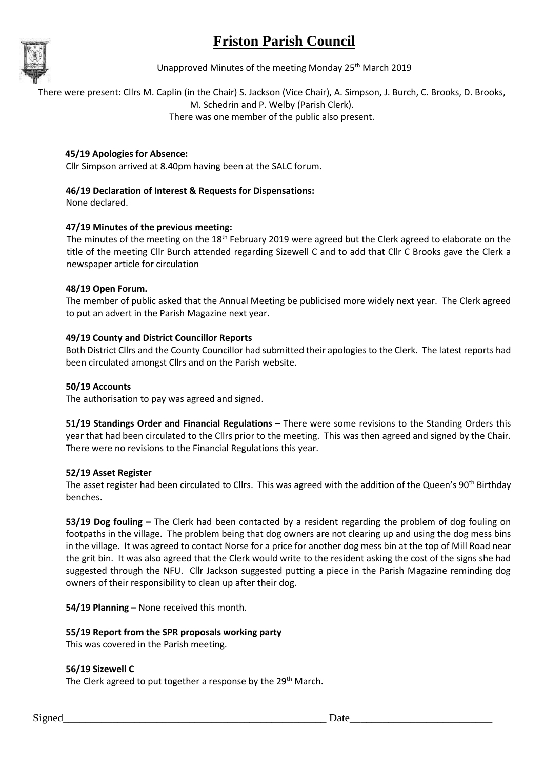# Friston Parish Council

Unapproved Minutes of the meeting Monday 25th March 2019

There were present: Cllrs M. Caplin (in the Chair) S. Jackson (Vice Chair), A. Simpson, J. Burch, C. Brooks, D. Brooks, M. Schedrin and P. Welby (Parish Clerk).
There was one member of the public also present.

**45/19 Apologies for Absence:**
Cllr Simpson arrived at 8.40pm having been at the SALC forum.

**46/19 Declaration of Interest & Requests for Dispensations:**
None declared.

**47/19 Minutes of the previous meeting:**
The minutes of the meeting on the 18th February 2019 were agreed but the Clerk agreed to elaborate on the title of the meeting Cllr Burch attended regarding Sizewell C and to add that Cllr C Brooks gave the Clerk a newspaper article for circulation

**48/19 Open Forum.**
The member of public asked that the Annual Meeting be publicised more widely next year. The Clerk agreed to put an advert in the Parish Magazine next year.

**49/19 County and District Councillor Reports**
Both District Cllrs and the County Councillor had submitted their apologies to the Clerk. The latest reports had been circulated amongst Cllrs and on the Parish website.

**50/19 Accounts**
The authorisation to pay was agreed and signed.

**51/19 Standings Order and Financial Regulations –** There were some revisions to the Standing Orders this year that had been circulated to the Cllrs prior to the meeting. This was then agreed and signed by the Chair. There were no revisions to the Financial Regulations this year.

**52/19 Asset Register**
The asset register had been circulated to Cllrs. This was agreed with the addition of the Queen's 90th Birthday benches.

**53/19 Dog fouling –** The Clerk had been contacted by a resident regarding the problem of dog fouling on footpaths in the village. The problem being that dog owners are not clearing up and using the dog mess bins in the village. It was agreed to contact Norse for a price for another dog mess bin at the top of Mill Road near the grit bin. It was also agreed that the Clerk would write to the resident asking the cost of the signs she had suggested through the NFU. Cllr Jackson suggested putting a piece in the Parish Magazine reminding dog owners of their responsibility to clean up after their dog.

**54/19 Planning –** None received this month.

**55/19 Report from the SPR proposals working party**
This was covered in the Parish meeting.

**56/19 Sizewell C**
The Clerk agreed to put together a response by the 29th March.

Signed_______________________________________________ Date_________________________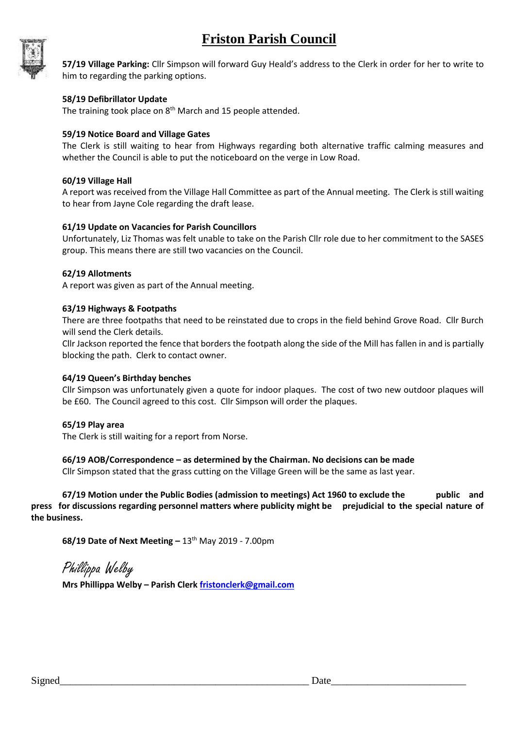# Friston Parish Council

**57/19 Village Parking:** Cllr Simpson will forward Guy Heald's address to the Clerk in order for her to write to him to regarding the parking options.

**58/19 Defibrillator Update**

The training took place on 8th March and 15 people attended.

**59/19 Notice Board and Village Gates**

The Clerk is still waiting to hear from Highways regarding both alternative traffic calming measures and whether the Council is able to put the noticeboard on the verge in Low Road.

**60/19 Village Hall**

A report was received from the Village Hall Committee as part of the Annual meeting. The Clerk is still waiting to hear from Jayne Cole regarding the draft lease.

**61/19 Update on Vacancies for Parish Councillors**

Unfortunately, Liz Thomas was felt unable to take on the Parish Cllr role due to her commitment to the SASES group. This means there are still two vacancies on the Council.

**62/19 Allotments**

A report was given as part of the Annual meeting.

**63/19 Highways & Footpaths**

There are three footpaths that need to be reinstated due to crops in the field behind Grove Road. Cllr Burch will send the Clerk details.

Cllr Jackson reported the fence that borders the footpath along the side of the Mill has fallen in and is partially blocking the path. Clerk to contact owner.

**64/19 Queen's Birthday benches**

Cllr Simpson was unfortunately given a quote for indoor plaques. The cost of two new outdoor plaques will be £60. The Council agreed to this cost. Cllr Simpson will order the plaques.

**65/19 Play area**

The Clerk is still waiting for a report from Norse.

**66/19 AOB/Correspondence – as determined by the Chairman. No decisions can be made**

Cllr Simpson stated that the grass cutting on the Village Green will be the same as last year.

**67/19 Motion under the Public Bodies (admission to meetings) Act 1960 to exclude the public and press for discussions regarding personnel matters where publicity might be prejudicial to the special nature of the business.**

**68/19 Date of Next Meeting –** 13th May 2019 - 7.00pm

Phillippa Welby

**Mrs Phillippa Welby – Parish Clerk** fristonclerk@gmail.com

Signed\_\_\_\_\_\_\_\_\_\_\_\_\_\_\_\_\_\_\_\_\_\_\_\_\_\_\_\_\_\_\_\_\_\_\_\_\_\_\_\_\_\_\_\_ Date\_\_\_\_\_\_\_\_\_\_\_\_\_\_\_\_\_\_\_\_\_\_\_\_